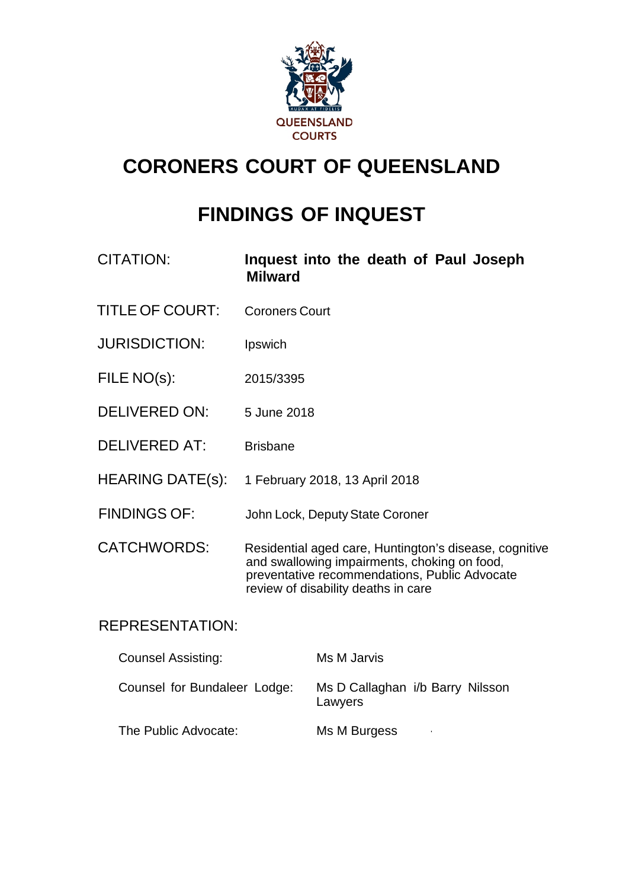QUEENSLAND COURTS

# CORONERS COURT OF QUEENSLAND

# FINDINGS OF INQUEST

| | |
|---|---|
| CITATION: | **Inquest into the death of Paul Joseph Milward** |
| TITLE OF COURT: | Coroners Court |
| JURISDICTION: | Ipswich |
| FILE NO(s): | 2015/3395 |
| DELIVERED ON: | 5 June 2018 |
| DELIVERED AT: | Brisbane |
| HEARING DATE(s): | 1 February 2018, 13 April 2018 |
| FINDINGS OF: | John Lock, Deputy State Coroner |
| CATCHWORDS: | Residential aged care, Huntington's disease, cognitive and swallowing impairments, choking on food, preventative recommendations, Public Advocate review of disability deaths in care |

REPRESENTATION:

| | |
|---|---|
| Counsel Assisting: | Ms M Jarvis |
| Counsel for Bundaleer Lodge: | Ms D Callaghan i/b Barry Nilsson Lawyers |
| The Public Advocate: | Ms M Burgess |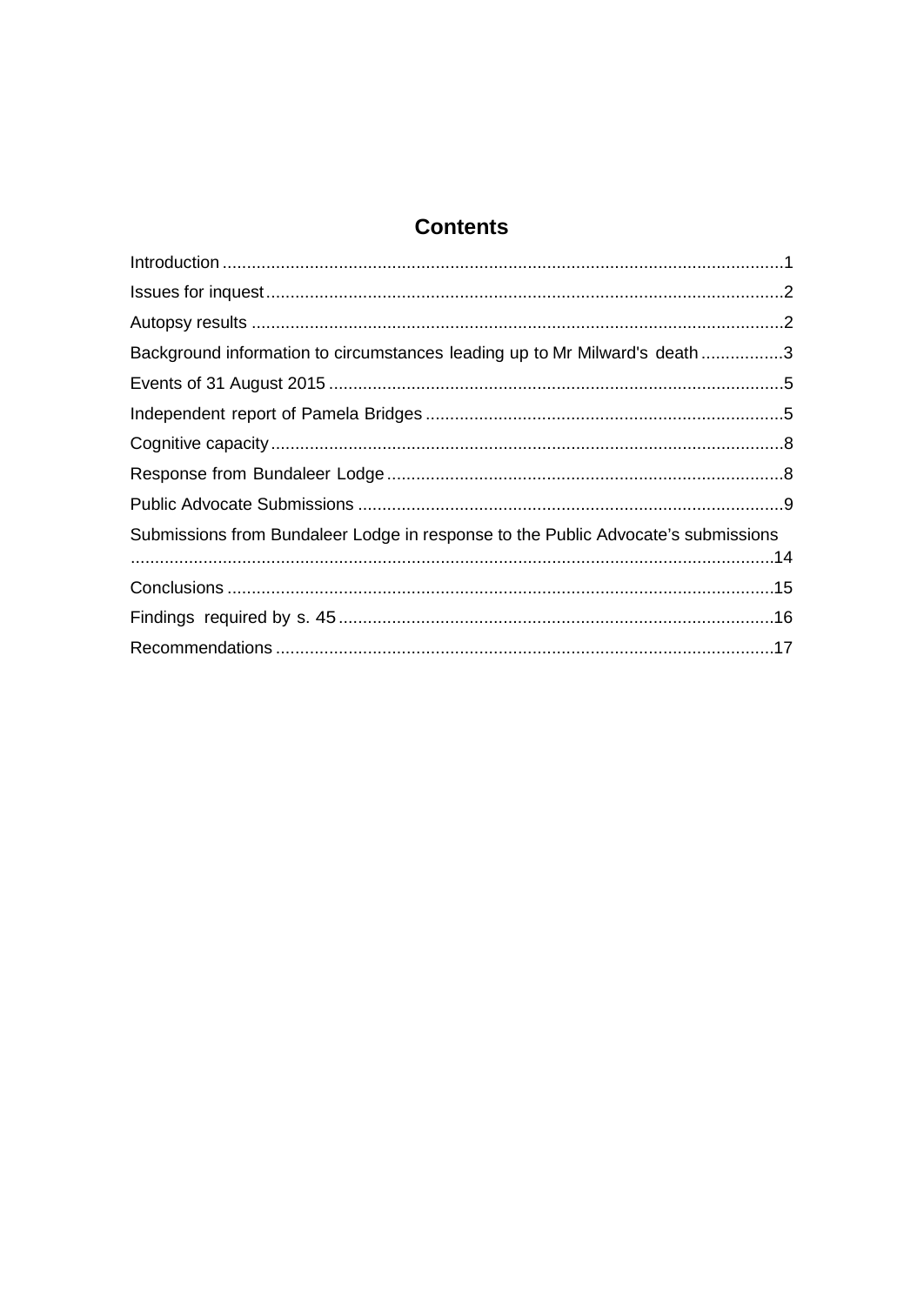## Contents

Introduction .................................................................................................................1

Issues for inquest .........................................................................................................2

Autopsy results ............................................................................................................2

Background information to circumstances leading up to Mr Milward's death .................3

Events of 31 August 2015 .............................................................................................5

Independent report of Pamela Bridges .........................................................................5

Cognitive capacity .........................................................................................................8

Response from Bundaleer Lodge .................................................................................8

Public Advocate Submissions .......................................................................................9

Submissions from Bundaleer Lodge in response to the Public Advocate's submissions ....................................................................................................................................14

Conclusions ................................................................................................................15

Findings required by s. 45 ..........................................................................................16

Recommendations ......................................................................................................17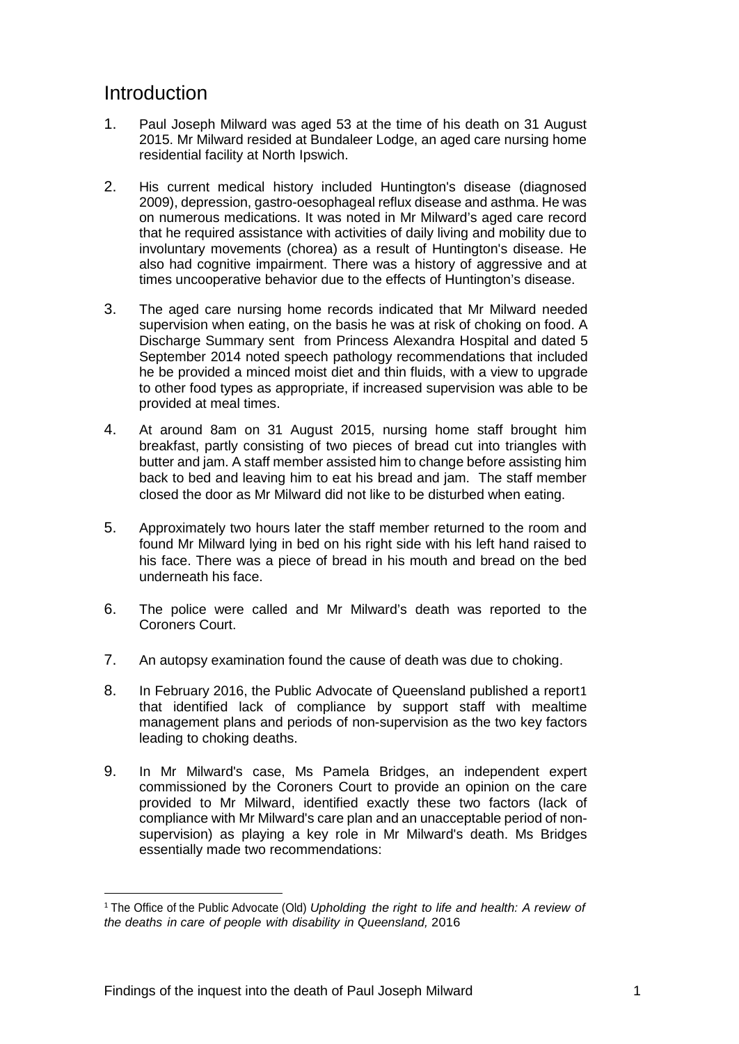## Introduction

1. Paul Joseph Milward was aged 53 at the time of his death on 31 August 2015. Mr Milward resided at Bundaleer Lodge, an aged care nursing home residential facility at North Ipswich.

2. His current medical history included Huntington's disease (diagnosed 2009), depression, gastro-oesophageal reflux disease and asthma. He was on numerous medications. It was noted in Mr Milward's aged care record that he required assistance with activities of daily living and mobility due to involuntary movements (chorea) as a result of Huntington's disease. He also had cognitive impairment. There was a history of aggressive and at times uncooperative behavior due to the effects of Huntington's disease.

3. The aged care nursing home records indicated that Mr Milward needed supervision when eating, on the basis he was at risk of choking on food. A Discharge Summary sent from Princess Alexandra Hospital and dated 5 September 2014 noted speech pathology recommendations that included he be provided a minced moist diet and thin fluids, with a view to upgrade to other food types as appropriate, if increased supervision was able to be provided at meal times.

4. At around 8am on 31 August 2015, nursing home staff brought him breakfast, partly consisting of two pieces of bread cut into triangles with butter and jam. A staff member assisted him to change before assisting him back to bed and leaving him to eat his bread and jam. The staff member closed the door as Mr Milward did not like to be disturbed when eating.

5. Approximately two hours later the staff member returned to the room and found Mr Milward lying in bed on his right side with his left hand raised to his face. There was a piece of bread in his mouth and bread on the bed underneath his face.

6. The police were called and Mr Milward's death was reported to the Coroners Court.

7. An autopsy examination found the cause of death was due to choking.

8. In February 2016, the Public Advocate of Queensland published a report[1] that identified lack of compliance by support staff with mealtime management plans and periods of non-supervision as the two key factors leading to choking deaths.

9. In Mr Milward's case, Ms Pamela Bridges, an independent expert commissioned by the Coroners Court to provide an opinion on the care provided to Mr Milward, identified exactly these two factors (lack of compliance with Mr Milward's care plan and an unacceptable period of non-supervision) as playing a key role in Mr Milward's death. Ms Bridges essentially made two recommendations:

---

[1] The Office of the Public Advocate (Old) *Upholding the right to life and health: A review of the deaths in care of people with disability in Queensland,* 2016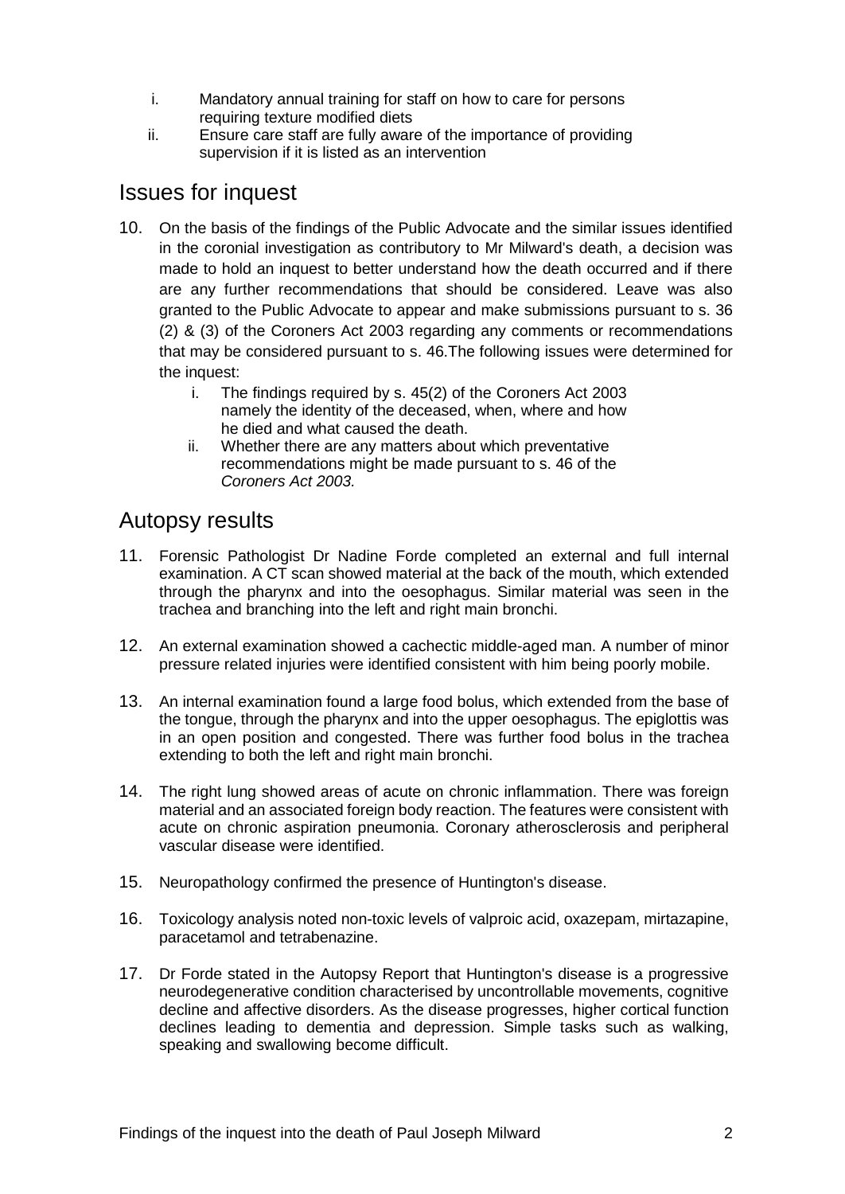i. Mandatory annual training for staff on how to care for persons requiring texture modified diets
ii. Ensure care staff are fully aware of the importance of providing supervision if it is listed as an intervention

## Issues for inquest

10. On the basis of the findings of the Public Advocate and the similar issues identified in the coronial investigation as contributory to Mr Milward's death, a decision was made to hold an inquest to better understand how the death occurred and if there are any further recommendations that should be considered. Leave was also granted to the Public Advocate to appear and make submissions pursuant to s. 36 (2) & (3) of the Coroners Act 2003 regarding any comments or recommendations that may be considered pursuant to s. 46.The following issues were determined for the inquest:
    i. The findings required by s. 45(2) of the Coroners Act 2003 namely the identity of the deceased, when, where and how he died and what caused the death.
    ii. Whether there are any matters about which preventative recommendations might be made pursuant to s. 46 of the *Coroners Act 2003.*

## Autopsy results

11. Forensic Pathologist Dr Nadine Forde completed an external and full internal examination. A CT scan showed material at the back of the mouth, which extended through the pharynx and into the oesophagus. Similar material was seen in the trachea and branching into the left and right main bronchi.

12. An external examination showed a cachectic middle-aged man. A number of minor pressure related injuries were identified consistent with him being poorly mobile.

13. An internal examination found a large food bolus, which extended from the base of the tongue, through the pharynx and into the upper oesophagus. The epiglottis was in an open position and congested. There was further food bolus in the trachea extending to both the left and right main bronchi.

14. The right lung showed areas of acute on chronic inflammation. There was foreign material and an associated foreign body reaction. The features were consistent with acute on chronic aspiration pneumonia. Coronary atherosclerosis and peripheral vascular disease were identified.

15. Neuropathology confirmed the presence of Huntington's disease.

16. Toxicology analysis noted non-toxic levels of valproic acid, oxazepam, mirtazapine, paracetamol and tetrabenazine.

17. Dr Forde stated in the Autopsy Report that Huntington's disease is a progressive neurodegenerative condition characterised by uncontrollable movements, cognitive decline and affective disorders. As the disease progresses, higher cortical function declines leading to dementia and depression. Simple tasks such as walking, speaking and swallowing become difficult.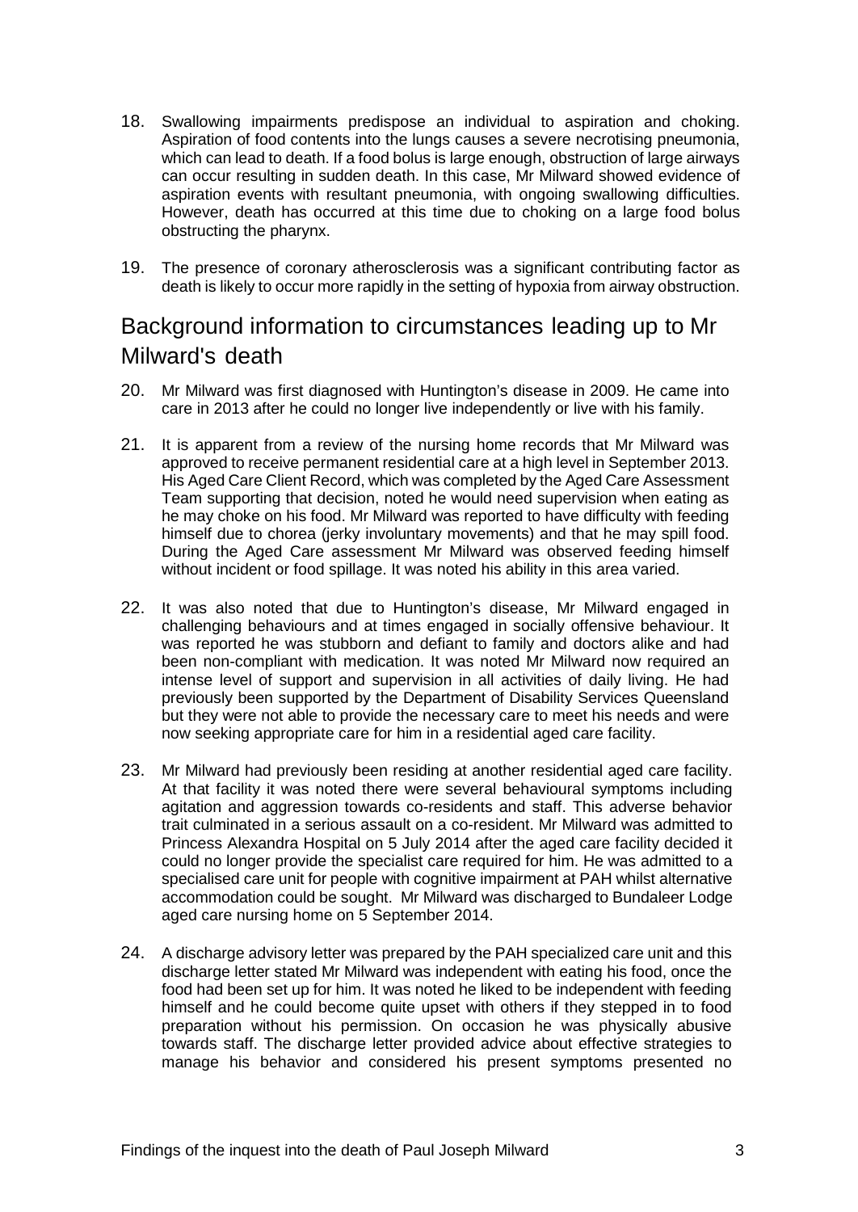18. Swallowing impairments predispose an individual to aspiration and choking. Aspiration of food contents into the lungs causes a severe necrotising pneumonia, which can lead to death. If a food bolus is large enough, obstruction of large airways can occur resulting in sudden death. In this case, Mr Milward showed evidence of aspiration events with resultant pneumonia, with ongoing swallowing difficulties. However, death has occurred at this time due to choking on a large food bolus obstructing the pharynx.

19. The presence of coronary atherosclerosis was a significant contributing factor as death is likely to occur more rapidly in the setting of hypoxia from airway obstruction.

## Background information to circumstances leading up to Mr Milward's death

20. Mr Milward was first diagnosed with Huntington's disease in 2009. He came into care in 2013 after he could no longer live independently or live with his family.

21. It is apparent from a review of the nursing home records that Mr Milward was approved to receive permanent residential care at a high level in September 2013. His Aged Care Client Record, which was completed by the Aged Care Assessment Team supporting that decision, noted he would need supervision when eating as he may choke on his food. Mr Milward was reported to have difficulty with feeding himself due to chorea (jerky involuntary movements) and that he may spill food. During the Aged Care assessment Mr Milward was observed feeding himself without incident or food spillage. It was noted his ability in this area varied.

22. It was also noted that due to Huntington's disease, Mr Milward engaged in challenging behaviours and at times engaged in socially offensive behaviour. It was reported he was stubborn and defiant to family and doctors alike and had been non-compliant with medication. It was noted Mr Milward now required an intense level of support and supervision in all activities of daily living. He had previously been supported by the Department of Disability Services Queensland but they were not able to provide the necessary care to meet his needs and were now seeking appropriate care for him in a residential aged care facility.

23. Mr Milward had previously been residing at another residential aged care facility. At that facility it was noted there were several behavioural symptoms including agitation and aggression towards co-residents and staff. This adverse behavior trait culminated in a serious assault on a co-resident. Mr Milward was admitted to Princess Alexandra Hospital on 5 July 2014 after the aged care facility decided it could no longer provide the specialist care required for him. He was admitted to a specialised care unit for people with cognitive impairment at PAH whilst alternative accommodation could be sought. Mr Milward was discharged to Bundaleer Lodge aged care nursing home on 5 September 2014.

24. A discharge advisory letter was prepared by the PAH specialized care unit and this discharge letter stated Mr Milward was independent with eating his food, once the food had been set up for him. It was noted he liked to be independent with feeding himself and he could become quite upset with others if they stepped in to food preparation without his permission. On occasion he was physically abusive towards staff. The discharge letter provided advice about effective strategies to manage his behavior and considered his present symptoms presented no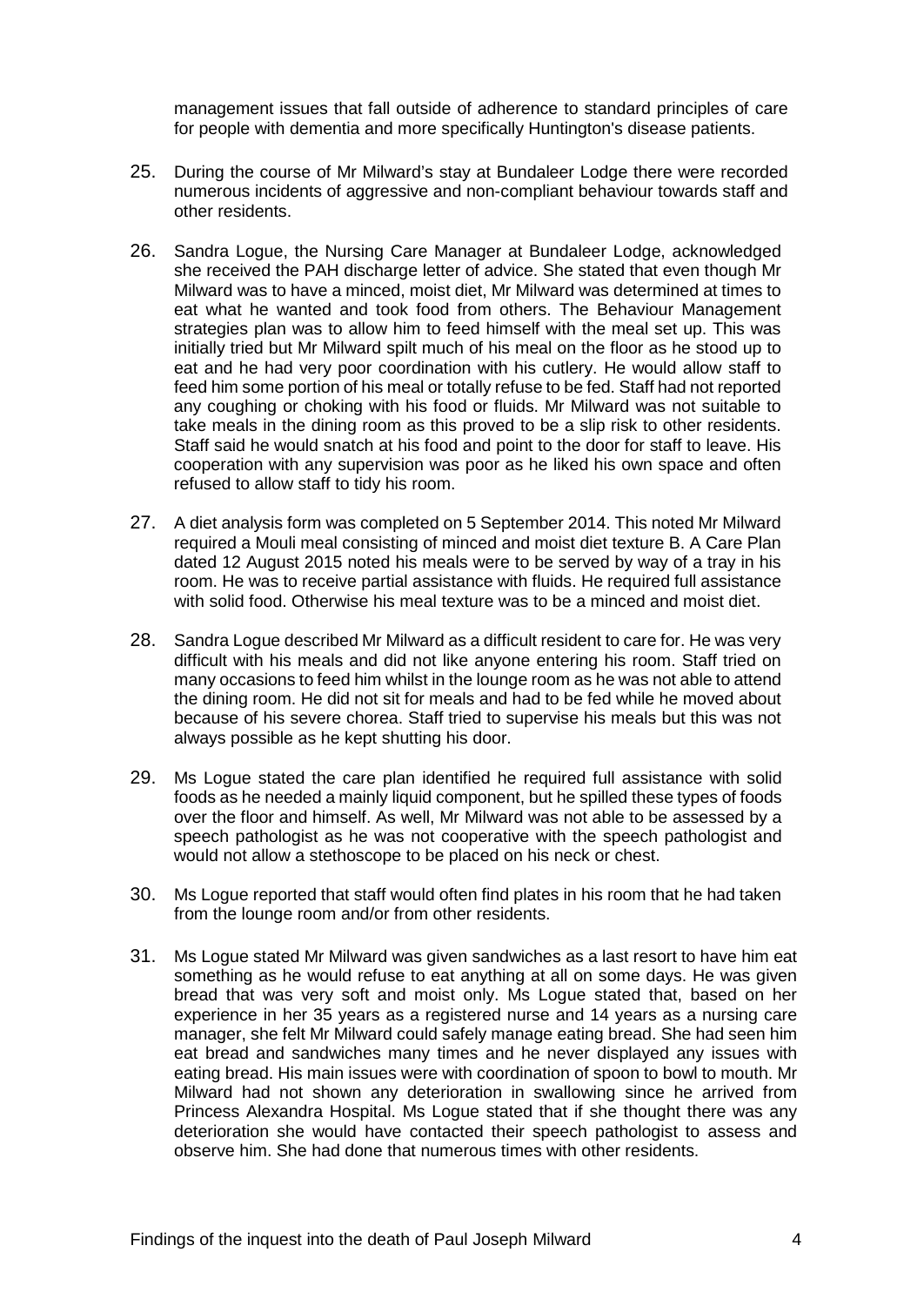management issues that fall outside of adherence to standard principles of care for people with dementia and more specifically Huntington's disease patients.

25. During the course of Mr Milward's stay at Bundaleer Lodge there were recorded numerous incidents of aggressive and non-compliant behaviour towards staff and other residents.

26. Sandra Logue, the Nursing Care Manager at Bundaleer Lodge, acknowledged she received the PAH discharge letter of advice. She stated that even though Mr Milward was to have a minced, moist diet, Mr Milward was determined at times to eat what he wanted and took food from others. The Behaviour Management strategies plan was to allow him to feed himself with the meal set up. This was initially tried but Mr Milward spilt much of his meal on the floor as he stood up to eat and he had very poor coordination with his cutlery. He would allow staff to feed him some portion of his meal or totally refuse to be fed. Staff had not reported any coughing or choking with his food or fluids. Mr Milward was not suitable to take meals in the dining room as this proved to be a slip risk to other residents. Staff said he would snatch at his food and point to the door for staff to leave. His cooperation with any supervision was poor as he liked his own space and often refused to allow staff to tidy his room.

27. A diet analysis form was completed on 5 September 2014. This noted Mr Milward required a Mouli meal consisting of minced and moist diet texture B. A Care Plan dated 12 August 2015 noted his meals were to be served by way of a tray in his room. He was to receive partial assistance with fluids. He required full assistance with solid food. Otherwise his meal texture was to be a minced and moist diet.

28. Sandra Logue described Mr Milward as a difficult resident to care for. He was very difficult with his meals and did not like anyone entering his room. Staff tried on many occasions to feed him whilst in the lounge room as he was not able to attend the dining room. He did not sit for meals and had to be fed while he moved about because of his severe chorea. Staff tried to supervise his meals but this was not always possible as he kept shutting his door.

29. Ms Logue stated the care plan identified he required full assistance with solid foods as he needed a mainly liquid component, but he spilled these types of foods over the floor and himself. As well, Mr Milward was not able to be assessed by a speech pathologist as he was not cooperative with the speech pathologist and would not allow a stethoscope to be placed on his neck or chest.

30. Ms Logue reported that staff would often find plates in his room that he had taken from the lounge room and/or from other residents.

31. Ms Logue stated Mr Milward was given sandwiches as a last resort to have him eat something as he would refuse to eat anything at all on some days. He was given bread that was very soft and moist only. Ms Logue stated that, based on her experience in her 35 years as a registered nurse and 14 years as a nursing care manager, she felt Mr Milward could safely manage eating bread. She had seen him eat bread and sandwiches many times and he never displayed any issues with eating bread. His main issues were with coordination of spoon to bowl to mouth. Mr Milward had not shown any deterioration in swallowing since he arrived from Princess Alexandra Hospital. Ms Logue stated that if she thought there was any deterioration she would have contacted their speech pathologist to assess and observe him. She had done that numerous times with other residents.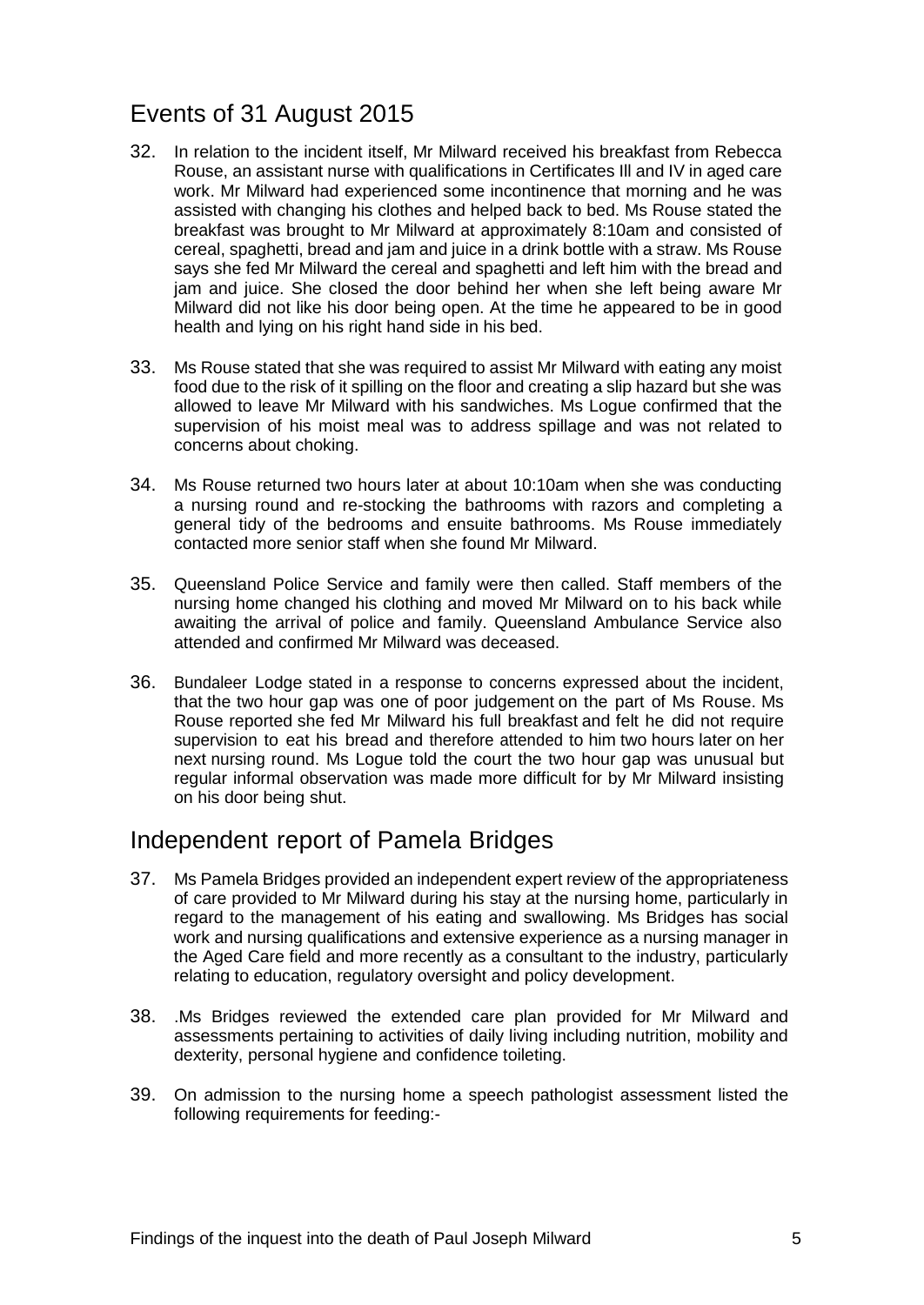## Events of 31 August 2015

32. In relation to the incident itself, Mr Milward received his breakfast from Rebecca Rouse, an assistant nurse with qualifications in Certificates Ill and IV in aged care work. Mr Milward had experienced some incontinence that morning and he was assisted with changing his clothes and helped back to bed. Ms Rouse stated the breakfast was brought to Mr Milward at approximately 8:10am and consisted of cereal, spaghetti, bread and jam and juice in a drink bottle with a straw. Ms Rouse says she fed Mr Milward the cereal and spaghetti and left him with the bread and jam and juice. She closed the door behind her when she left being aware Mr Milward did not like his door being open. At the time he appeared to be in good health and lying on his right hand side in his bed.

33. Ms Rouse stated that she was required to assist Mr Milward with eating any moist food due to the risk of it spilling on the floor and creating a slip hazard but she was allowed to leave Mr Milward with his sandwiches. Ms Logue confirmed that the supervision of his moist meal was to address spillage and was not related to concerns about choking.

34. Ms Rouse returned two hours later at about 10:10am when she was conducting a nursing round and re-stocking the bathrooms with razors and completing a general tidy of the bedrooms and ensuite bathrooms. Ms Rouse immediately contacted more senior staff when she found Mr Milward.

35. Queensland Police Service and family were then called. Staff members of the nursing home changed his clothing and moved Mr Milward on to his back while awaiting the arrival of police and family. Queensland Ambulance Service also attended and confirmed Mr Milward was deceased.

36. Bundaleer Lodge stated in a response to concerns expressed about the incident, that the two hour gap was one of poor judgement on the part of Ms Rouse. Ms Rouse reported she fed Mr Milward his full breakfast and felt he did not require supervision to eat his bread and therefore attended to him two hours later on her next nursing round. Ms Logue told the court the two hour gap was unusual but regular informal observation was made more difficult for by Mr Milward insisting on his door being shut.

## Independent report of Pamela Bridges

37. Ms Pamela Bridges provided an independent expert review of the appropriateness of care provided to Mr Milward during his stay at the nursing home, particularly in regard to the management of his eating and swallowing. Ms Bridges has social work and nursing qualifications and extensive experience as a nursing manager in the Aged Care field and more recently as a consultant to the industry, particularly relating to education, regulatory oversight and policy development.

38. .Ms Bridges reviewed the extended care plan provided for Mr Milward and assessments pertaining to activities of daily living including nutrition, mobility and dexterity, personal hygiene and confidence toileting.

39. On admission to the nursing home a speech pathologist assessment listed the following requirements for feeding:-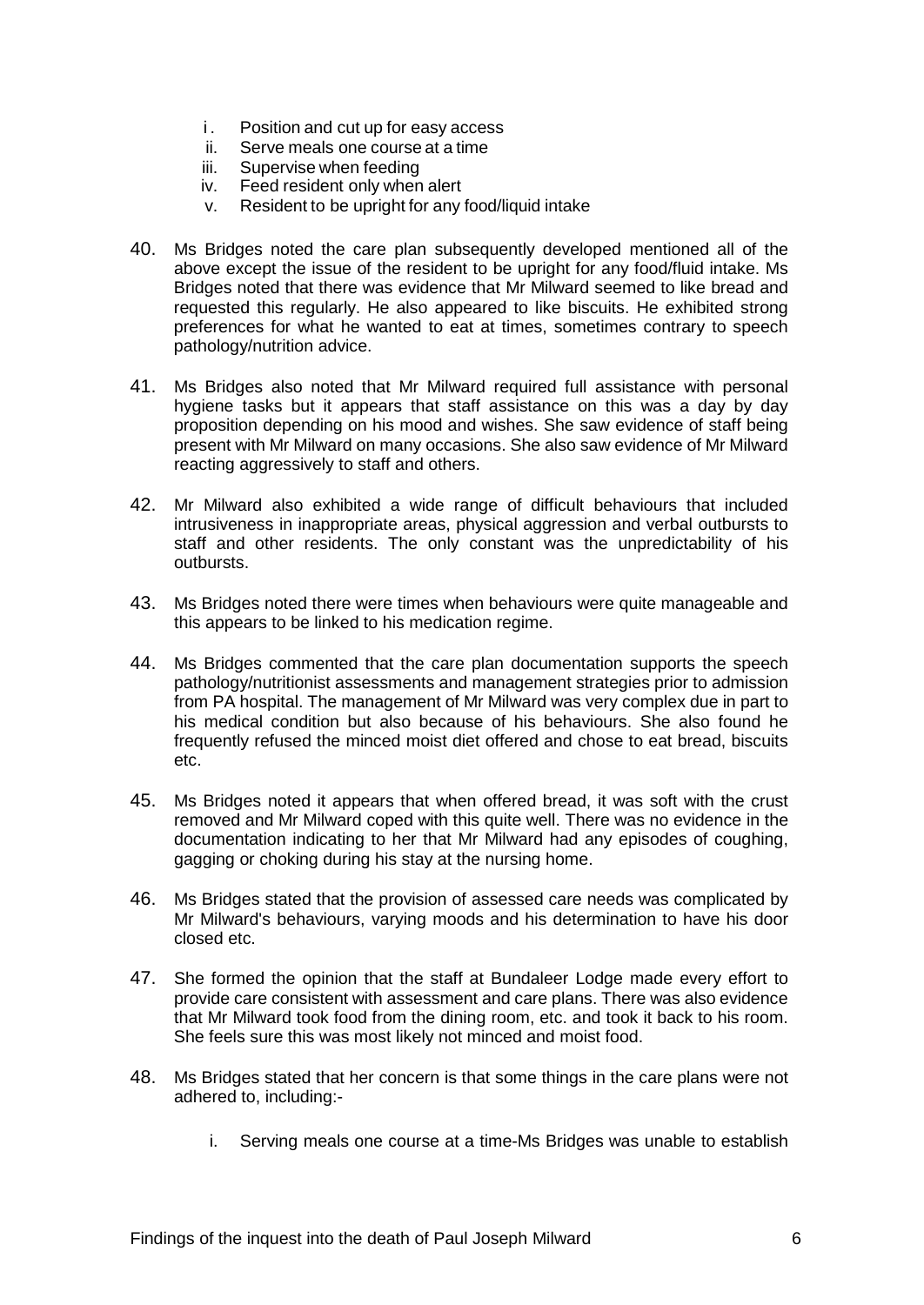i. Position and cut up for easy access
ii. Serve meals one course at a time
iii. Supervise when feeding
iv. Feed resident only when alert
v. Resident to be upright for any food/liquid intake

40. Ms Bridges noted the care plan subsequently developed mentioned all of the above except the issue of the resident to be upright for any food/fluid intake. Ms Bridges noted that there was evidence that Mr Milward seemed to like bread and requested this regularly. He also appeared to like biscuits. He exhibited strong preferences for what he wanted to eat at times, sometimes contrary to speech pathology/nutrition advice.

41. Ms Bridges also noted that Mr Milward required full assistance with personal hygiene tasks but it appears that staff assistance on this was a day by day proposition depending on his mood and wishes. She saw evidence of staff being present with Mr Milward on many occasions. She also saw evidence of Mr Milward reacting aggressively to staff and others.

42. Mr Milward also exhibited a wide range of difficult behaviours that included intrusiveness in inappropriate areas, physical aggression and verbal outbursts to staff and other residents. The only constant was the unpredictability of his outbursts.

43. Ms Bridges noted there were times when behaviours were quite manageable and this appears to be linked to his medication regime.

44. Ms Bridges commented that the care plan documentation supports the speech pathology/nutritionist assessments and management strategies prior to admission from PA hospital. The management of Mr Milward was very complex due in part to his medical condition but also because of his behaviours. She also found he frequently refused the minced moist diet offered and chose to eat bread, biscuits etc.

45. Ms Bridges noted it appears that when offered bread, it was soft with the crust removed and Mr Milward coped with this quite well. There was no evidence in the documentation indicating to her that Mr Milward had any episodes of coughing, gagging or choking during his stay at the nursing home.

46. Ms Bridges stated that the provision of assessed care needs was complicated by Mr Milward's behaviours, varying moods and his determination to have his door closed etc.

47. She formed the opinion that the staff at Bundaleer Lodge made every effort to provide care consistent with assessment and care plans. There was also evidence that Mr Milward took food from the dining room, etc. and took it back to his room. She feels sure this was most likely not minced and moist food.

48. Ms Bridges stated that her concern is that some things in the care plans were not adhered to, including:-

    i. Serving meals one course at a time-Ms Bridges was unable to establish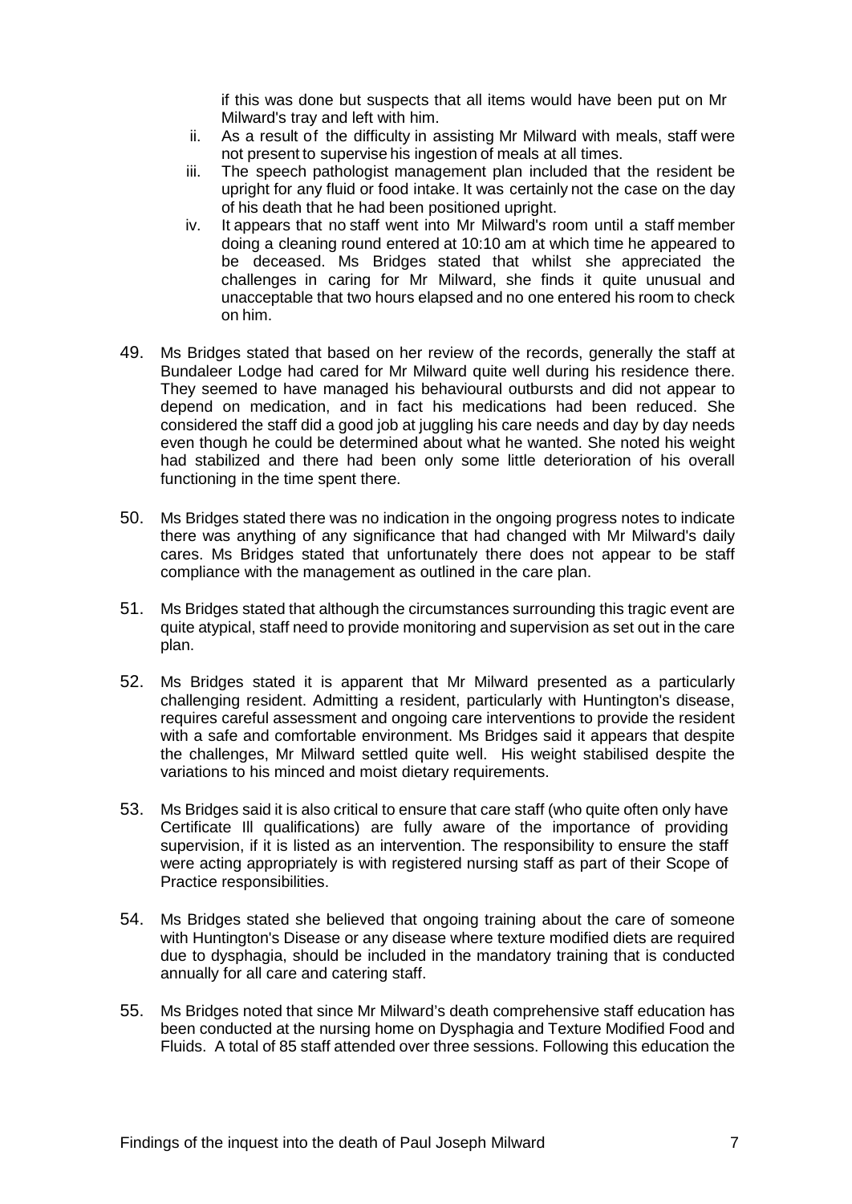if this was done but suspects that all items would have been put on Mr Milward's tray and left with him.

ii. As a result of the difficulty in assisting Mr Milward with meals, staff were not present to supervise his ingestion of meals at all times.

iii. The speech pathologist management plan included that the resident be upright for any fluid or food intake. It was certainly not the case on the day of his death that he had been positioned upright.

iv. It appears that no staff went into Mr Milward's room until a staff member doing a cleaning round entered at 10:10 am at which time he appeared to be deceased. Ms Bridges stated that whilst she appreciated the challenges in caring for Mr Milward, she finds it quite unusual and unacceptable that two hours elapsed and no one entered his room to check on him.

49. Ms Bridges stated that based on her review of the records, generally the staff at Bundaleer Lodge had cared for Mr Milward quite well during his residence there. They seemed to have managed his behavioural outbursts and did not appear to depend on medication, and in fact his medications had been reduced. She considered the staff did a good job at juggling his care needs and day by day needs even though he could be determined about what he wanted. She noted his weight had stabilized and there had been only some little deterioration of his overall functioning in the time spent there.

50. Ms Bridges stated there was no indication in the ongoing progress notes to indicate there was anything of any significance that had changed with Mr Milward's daily cares. Ms Bridges stated that unfortunately there does not appear to be staff compliance with the management as outlined in the care plan.

51. Ms Bridges stated that although the circumstances surrounding this tragic event are quite atypical, staff need to provide monitoring and supervision as set out in the care plan.

52. Ms Bridges stated it is apparent that Mr Milward presented as a particularly challenging resident. Admitting a resident, particularly with Huntington's disease, requires careful assessment and ongoing care interventions to provide the resident with a safe and comfortable environment. Ms Bridges said it appears that despite the challenges, Mr Milward settled quite well. His weight stabilised despite the variations to his minced and moist dietary requirements.

53. Ms Bridges said it is also critical to ensure that care staff (who quite often only have Certificate Ill qualifications) are fully aware of the importance of providing supervision, if it is listed as an intervention. The responsibility to ensure the staff were acting appropriately is with registered nursing staff as part of their Scope of Practice responsibilities.

54. Ms Bridges stated she believed that ongoing training about the care of someone with Huntington's Disease or any disease where texture modified diets are required due to dysphagia, should be included in the mandatory training that is conducted annually for all care and catering staff.

55. Ms Bridges noted that since Mr Milward's death comprehensive staff education has been conducted at the nursing home on Dysphagia and Texture Modified Food and Fluids. A total of 85 staff attended over three sessions. Following this education the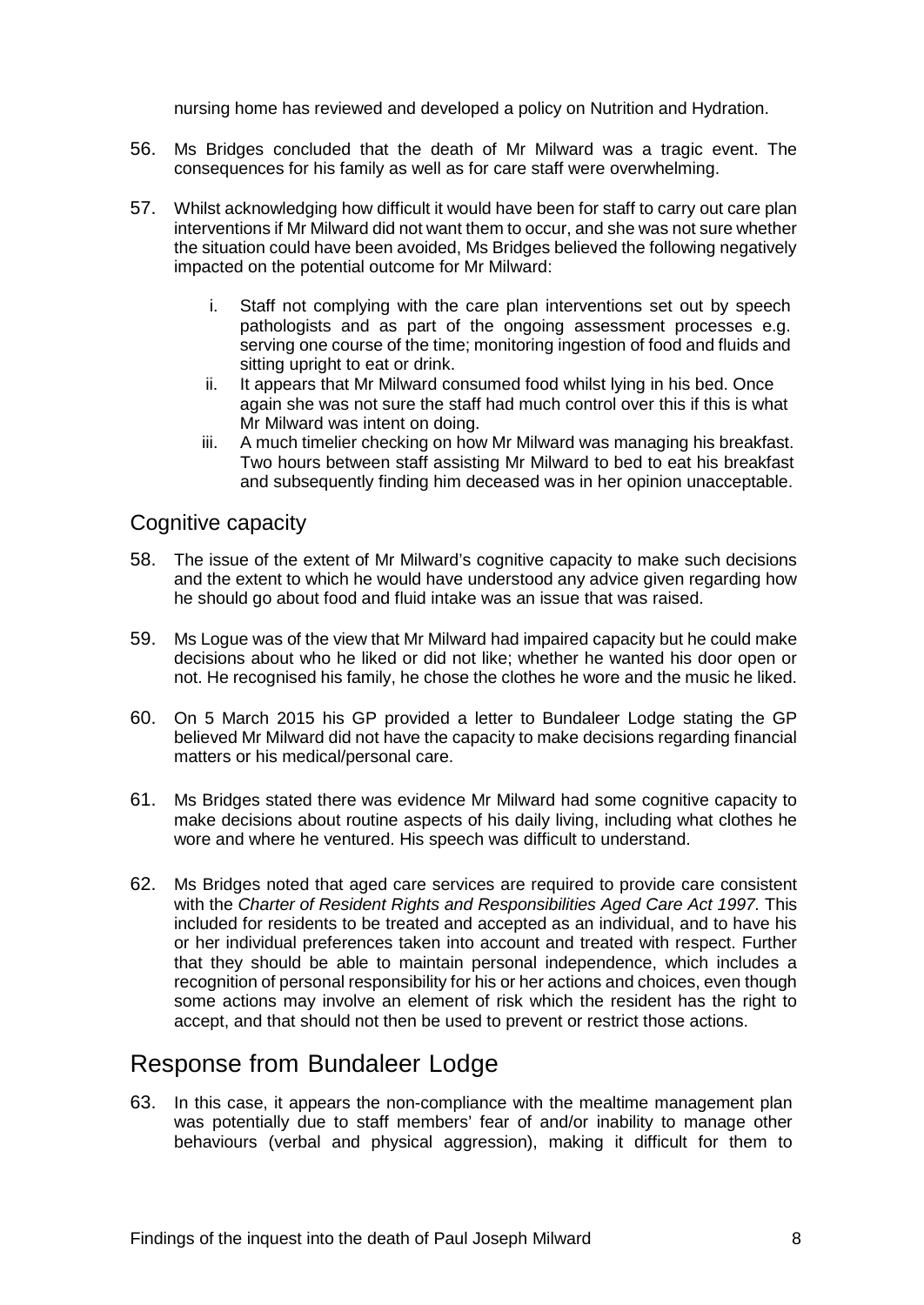nursing home has reviewed and developed a policy on Nutrition and Hydration.

56. Ms Bridges concluded that the death of Mr Milward was a tragic event. The consequences for his family as well as for care staff were overwhelming.

57. Whilst acknowledging how difficult it would have been for staff to carry out care plan interventions if Mr Milward did not want them to occur, and she was not sure whether the situation could have been avoided, Ms Bridges believed the following negatively impacted on the potential outcome for Mr Milward:

    i. Staff not complying with the care plan interventions set out by speech pathologists and as part of the ongoing assessment processes e.g. serving one course of the time; monitoring ingestion of food and fluids and sitting upright to eat or drink.
    ii. It appears that Mr Milward consumed food whilst lying in his bed. Once again she was not sure the staff had much control over this if this is what Mr Milward was intent on doing.
    iii. A much timelier checking on how Mr Milward was managing his breakfast. Two hours between staff assisting Mr Milward to bed to eat his breakfast and subsequently finding him deceased was in her opinion unacceptable.

### Cognitive capacity

58. The issue of the extent of Mr Milward's cognitive capacity to make such decisions and the extent to which he would have understood any advice given regarding how he should go about food and fluid intake was an issue that was raised.

59. Ms Logue was of the view that Mr Milward had impaired capacity but he could make decisions about who he liked or did not like; whether he wanted his door open or not. He recognised his family, he chose the clothes he wore and the music he liked.

60. On 5 March 2015 his GP provided a letter to Bundaleer Lodge stating the GP believed Mr Milward did not have the capacity to make decisions regarding financial matters or his medical/personal care.

61. Ms Bridges stated there was evidence Mr Milward had some cognitive capacity to make decisions about routine aspects of his daily living, including what clothes he wore and where he ventured. His speech was difficult to understand.

62. Ms Bridges noted that aged care services are required to provide care consistent with the *Charter of Resident Rights and Responsibilities Aged Care Act 1997.* This included for residents to be treated and accepted as an individual, and to have his or her individual preferences taken into account and treated with respect. Further that they should be able to maintain personal independence, which includes a recognition of personal responsibility for his or her actions and choices, even though some actions may involve an element of risk which the resident has the right to accept, and that should not then be used to prevent or restrict those actions.

## Response from Bundaleer Lodge

63. In this case, it appears the non-compliance with the mealtime management plan was potentially due to staff members' fear of and/or inability to manage other behaviours (verbal and physical aggression), making it difficult for them to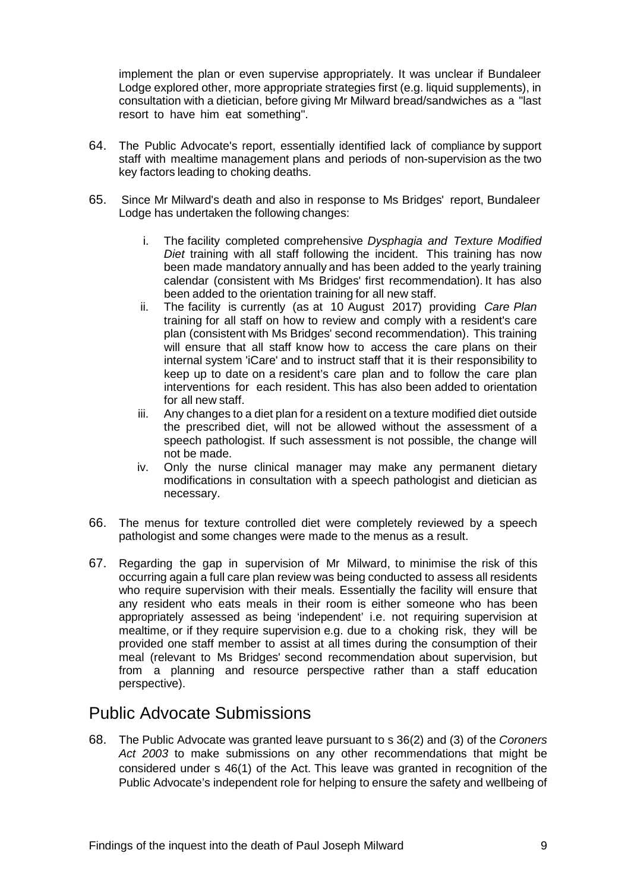implement the plan or even supervise appropriately. It was unclear if Bundaleer Lodge explored other, more appropriate strategies first (e.g. liquid supplements), in consultation with a dietician, before giving Mr Milward bread/sandwiches as a "last resort to have him eat something".

64. The Public Advocate's report, essentially identified lack of compliance by support staff with mealtime management plans and periods of non-supervision as the two key factors leading to choking deaths.

65. Since Mr Milward's death and also in response to Ms Bridges' report, Bundaleer Lodge has undertaken the following changes:

    i. The facility completed comprehensive *Dysphagia and Texture Modified Diet* training with all staff following the incident. This training has now been made mandatory annually and has been added to the yearly training calendar (consistent with Ms Bridges' first recommendation). It has also been added to the orientation training for all new staff.
    ii. The facility is currently (as at 10 August 2017) providing *Care Plan* training for all staff on how to review and comply with a resident's care plan (consistent with Ms Bridges' second recommendation). This training will ensure that all staff know how to access the care plans on their internal system 'iCare' and to instruct staff that it is their responsibility to keep up to date on a resident's care plan and to follow the care plan interventions for each resident. This has also been added to orientation for all new staff.
    iii. Any changes to a diet plan for a resident on a texture modified diet outside the prescribed diet, will not be allowed without the assessment of a speech pathologist. If such assessment is not possible, the change will not be made.
    iv. Only the nurse clinical manager may make any permanent dietary modifications in consultation with a speech pathologist and dietician as necessary.

66. The menus for texture controlled diet were completely reviewed by a speech pathologist and some changes were made to the menus as a result.

67. Regarding the gap in supervision of Mr Milward, to minimise the risk of this occurring again a full care plan review was being conducted to assess all residents who require supervision with their meals. Essentially the facility will ensure that any resident who eats meals in their room is either someone who has been appropriately assessed as being 'independent' i.e. not requiring supervision at mealtime, or if they require supervision e.g. due to a choking risk, they will be provided one staff member to assist at all times during the consumption of their meal (relevant to Ms Bridges' second recommendation about supervision, but from a planning and resource perspective rather than a staff education perspective).

## Public Advocate Submissions

68. The Public Advocate was granted leave pursuant to s 36(2) and (3) of the *Coroners Act 2003* to make submissions on any other recommendations that might be considered under s 46(1) of the Act. This leave was granted in recognition of the Public Advocate's independent role for helping to ensure the safety and wellbeing of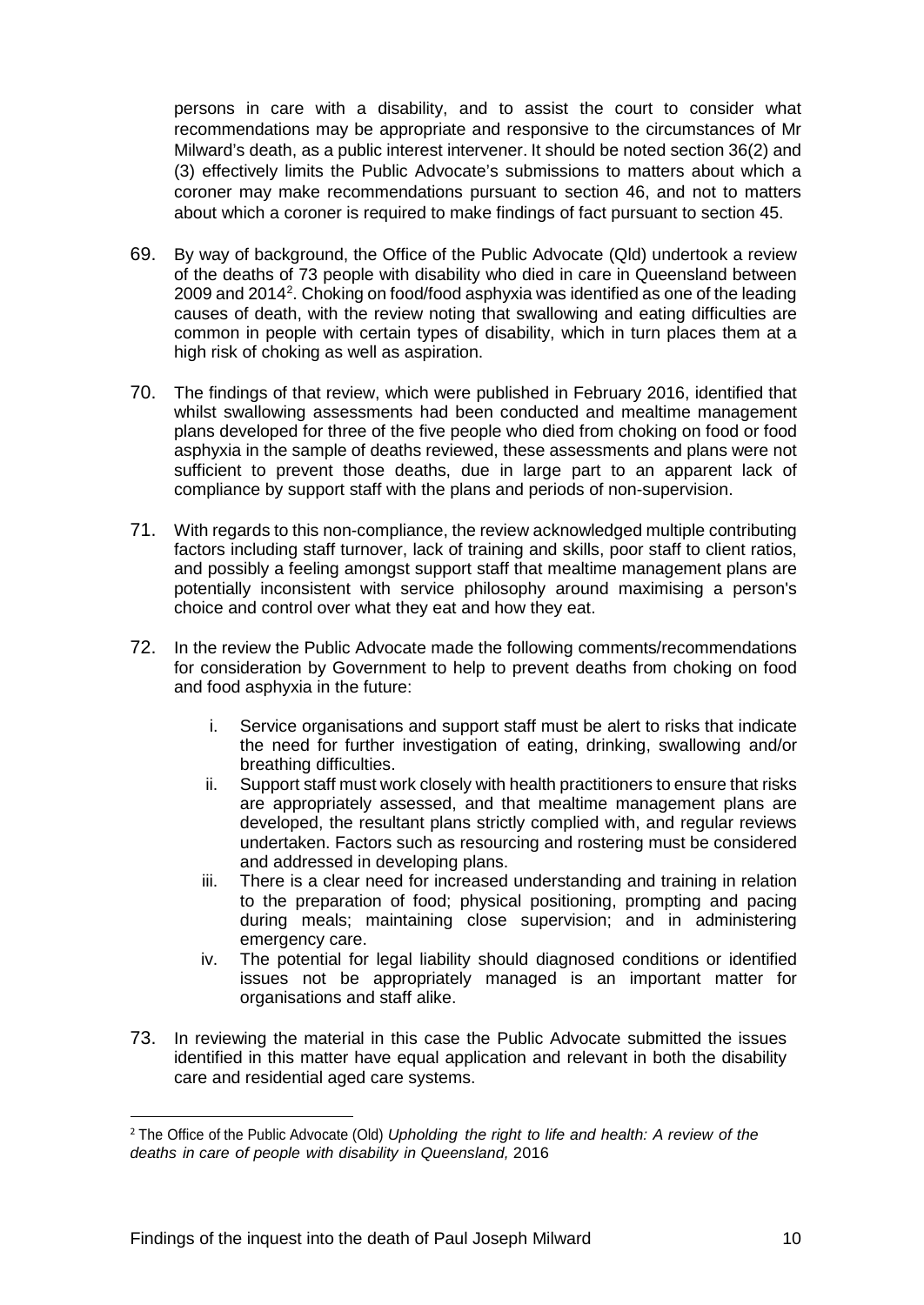persons in care with a disability, and to assist the court to consider what recommendations may be appropriate and responsive to the circumstances of Mr Milward's death, as a public interest intervener. It should be noted section 36(2) and (3) effectively limits the Public Advocate's submissions to matters about which a coroner may make recommendations pursuant to section 46, and not to matters about which a coroner is required to make findings of fact pursuant to section 45.

69. By way of background, the Office of the Public Advocate (Qld) undertook a review of the deaths of 73 people with disability who died in care in Queensland between 2009 and 2014[2]. Choking on food/food asphyxia was identified as one of the leading causes of death, with the review noting that swallowing and eating difficulties are common in people with certain types of disability, which in turn places them at a high risk of choking as well as aspiration.

70. The findings of that review, which were published in February 2016, identified that whilst swallowing assessments had been conducted and mealtime management plans developed for three of the five people who died from choking on food or food asphyxia in the sample of deaths reviewed, these assessments and plans were not sufficient to prevent those deaths, due in large part to an apparent lack of compliance by support staff with the plans and periods of non-supervision.

71. With regards to this non-compliance, the review acknowledged multiple contributing factors including staff turnover, lack of training and skills, poor staff to client ratios, and possibly a feeling amongst support staff that mealtime management plans are potentially inconsistent with service philosophy around maximising a person's choice and control over what they eat and how they eat.

72. In the review the Public Advocate made the following comments/recommendations for consideration by Government to help to prevent deaths from choking on food and food asphyxia in the future:

    i. Service organisations and support staff must be alert to risks that indicate the need for further investigation of eating, drinking, swallowing and/or breathing difficulties.
    ii. Support staff must work closely with health practitioners to ensure that risks are appropriately assessed, and that mealtime management plans are developed, the resultant plans strictly complied with, and regular reviews undertaken. Factors such as resourcing and rostering must be considered and addressed in developing plans.
    iii. There is a clear need for increased understanding and training in relation to the preparation of food; physical positioning, prompting and pacing during meals; maintaining close supervision; and in administering emergency care.
    iv. The potential for legal liability should diagnosed conditions or identified issues not be appropriately managed is an important matter for organisations and staff alike.

73. In reviewing the material in this case the Public Advocate submitted the issues identified in this matter have equal application and relevant in both the disability care and residential aged care systems.

---

[2] The Office of the Public Advocate (Qld) *Upholding the right to life and health: A review of the deaths in care of people with disability in Queensland,* 2016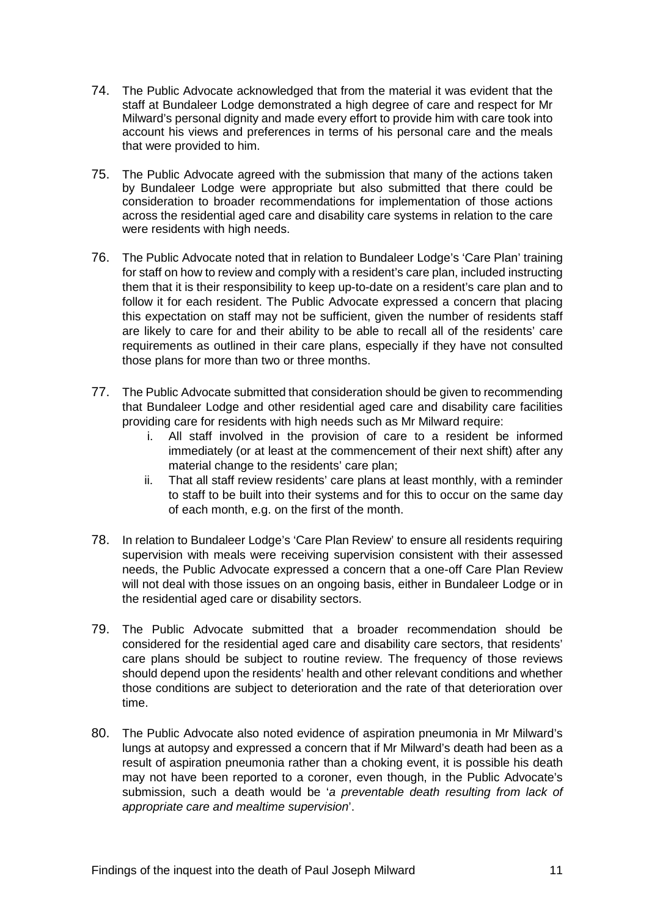74. The Public Advocate acknowledged that from the material it was evident that the staff at Bundaleer Lodge demonstrated a high degree of care and respect for Mr Milward's personal dignity and made every effort to provide him with care took into account his views and preferences in terms of his personal care and the meals that were provided to him.

75. The Public Advocate agreed with the submission that many of the actions taken by Bundaleer Lodge were appropriate but also submitted that there could be consideration to broader recommendations for implementation of those actions across the residential aged care and disability care systems in relation to the care were residents with high needs.

76. The Public Advocate noted that in relation to Bundaleer Lodge's 'Care Plan' training for staff on how to review and comply with a resident's care plan, included instructing them that it is their responsibility to keep up-to-date on a resident's care plan and to follow it for each resident. The Public Advocate expressed a concern that placing this expectation on staff may not be sufficient, given the number of residents staff are likely to care for and their ability to be able to recall all of the residents' care requirements as outlined in their care plans, especially if they have not consulted those plans for more than two or three months.

77. The Public Advocate submitted that consideration should be given to recommending that Bundaleer Lodge and other residential aged care and disability care facilities providing care for residents with high needs such as Mr Milward require:
    i. All staff involved in the provision of care to a resident be informed immediately (or at least at the commencement of their next shift) after any material change to the residents' care plan;
    ii. That all staff review residents' care plans at least monthly, with a reminder to staff to be built into their systems and for this to occur on the same day of each month, e.g. on the first of the month.

78. In relation to Bundaleer Lodge's 'Care Plan Review' to ensure all residents requiring supervision with meals were receiving supervision consistent with their assessed needs, the Public Advocate expressed a concern that a one-off Care Plan Review will not deal with those issues on an ongoing basis, either in Bundaleer Lodge or in the residential aged care or disability sectors.

79. The Public Advocate submitted that a broader recommendation should be considered for the residential aged care and disability care sectors, that residents' care plans should be subject to routine review. The frequency of those reviews should depend upon the residents' health and other relevant conditions and whether those conditions are subject to deterioration and the rate of that deterioration over time.

80. The Public Advocate also noted evidence of aspiration pneumonia in Mr Milward's lungs at autopsy and expressed a concern that if Mr Milward's death had been as a result of aspiration pneumonia rather than a choking event, it is possible his death may not have been reported to a coroner, even though, in the Public Advocate's submission, such a death would be '*a preventable death resulting from lack of appropriate care and mealtime supervision*'.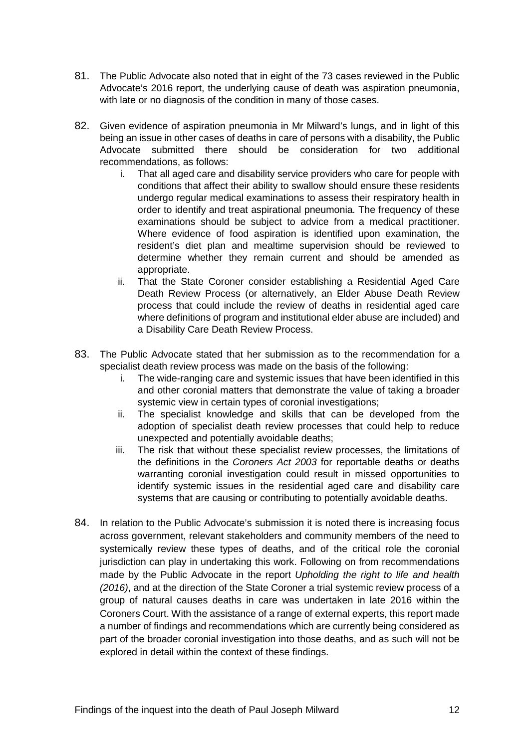81. The Public Advocate also noted that in eight of the 73 cases reviewed in the Public Advocate's 2016 report, the underlying cause of death was aspiration pneumonia, with late or no diagnosis of the condition in many of those cases.

82. Given evidence of aspiration pneumonia in Mr Milward's lungs, and in light of this being an issue in other cases of deaths in care of persons with a disability, the Public Advocate submitted there should be consideration for two additional recommendations, as follows:

    i. That all aged care and disability service providers who care for people with conditions that affect their ability to swallow should ensure these residents undergo regular medical examinations to assess their respiratory health in order to identify and treat aspirational pneumonia. The frequency of these examinations should be subject to advice from a medical practitioner. Where evidence of food aspiration is identified upon examination, the resident's diet plan and mealtime supervision should be reviewed to determine whether they remain current and should be amended as appropriate.
    ii. That the State Coroner consider establishing a Residential Aged Care Death Review Process (or alternatively, an Elder Abuse Death Review process that could include the review of deaths in residential aged care where definitions of program and institutional elder abuse are included) and a Disability Care Death Review Process.

83. The Public Advocate stated that her submission as to the recommendation for a specialist death review process was made on the basis of the following:

    i. The wide-ranging care and systemic issues that have been identified in this and other coronial matters that demonstrate the value of taking a broader systemic view in certain types of coronial investigations;
    ii. The specialist knowledge and skills that can be developed from the adoption of specialist death review processes that could help to reduce unexpected and potentially avoidable deaths;
    iii. The risk that without these specialist review processes, the limitations of the definitions in the *Coroners Act 2003* for reportable deaths or deaths warranting coronial investigation could result in missed opportunities to identify systemic issues in the residential aged care and disability care systems that are causing or contributing to potentially avoidable deaths.

84. In relation to the Public Advocate's submission it is noted there is increasing focus across government, relevant stakeholders and community members of the need to systemically review these types of deaths, and of the critical role the coronial jurisdiction can play in undertaking this work. Following on from recommendations made by the Public Advocate in the report *Upholding the right to life and health (2016)*, and at the direction of the State Coroner a trial systemic review process of a group of natural causes deaths in care was undertaken in late 2016 within the Coroners Court. With the assistance of a range of external experts, this report made a number of findings and recommendations which are currently being considered as part of the broader coronial investigation into those deaths, and as such will not be explored in detail within the context of these findings.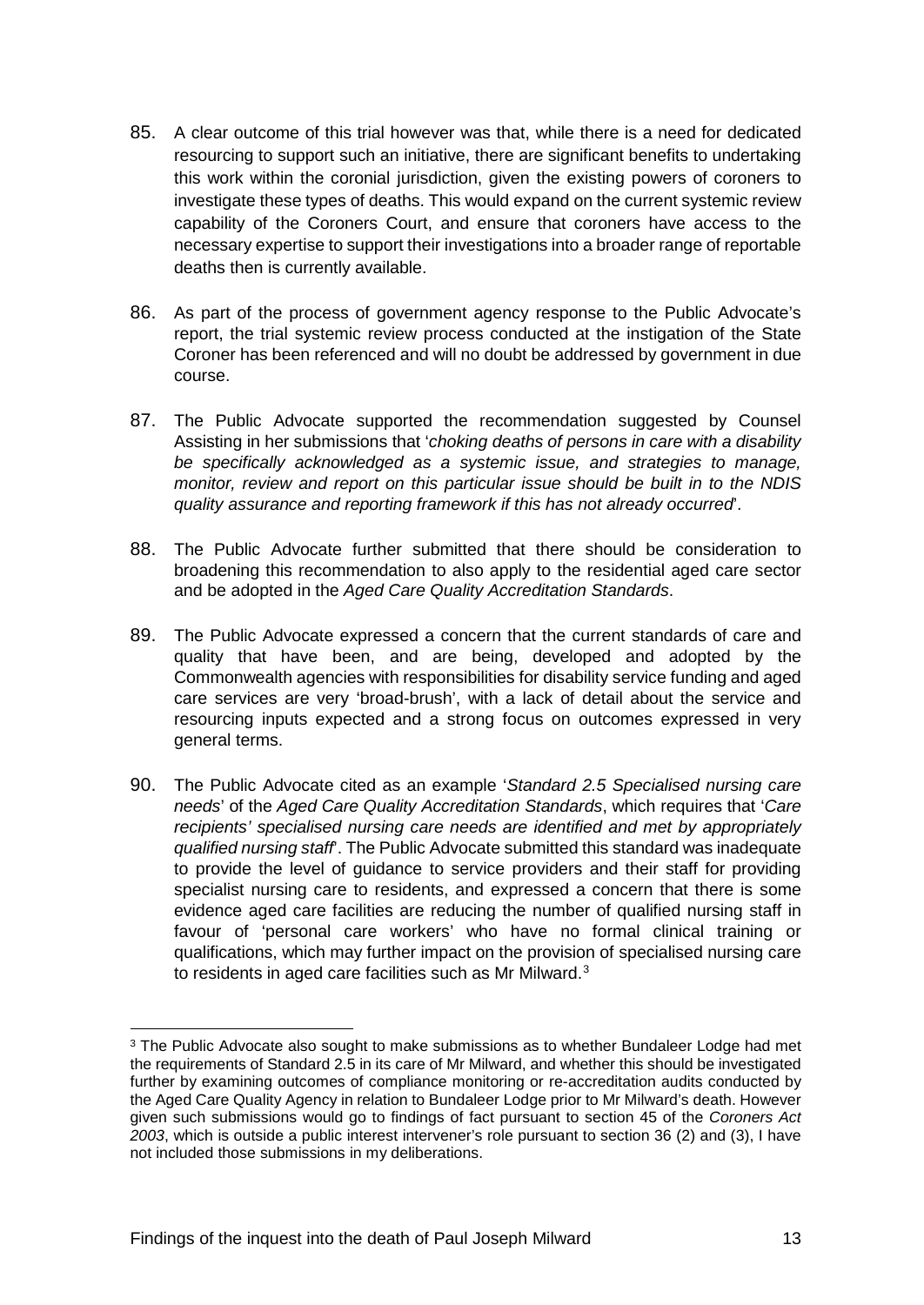85. A clear outcome of this trial however was that, while there is a need for dedicated resourcing to support such an initiative, there are significant benefits to undertaking this work within the coronial jurisdiction, given the existing powers of coroners to investigate these types of deaths. This would expand on the current systemic review capability of the Coroners Court, and ensure that coroners have access to the necessary expertise to support their investigations into a broader range of reportable deaths then is currently available.

86. As part of the process of government agency response to the Public Advocate's report, the trial systemic review process conducted at the instigation of the State Coroner has been referenced and will no doubt be addressed by government in due course.

87. The Public Advocate supported the recommendation suggested by Counsel Assisting in her submissions that '*choking deaths of persons in care with a disability be specifically acknowledged as a systemic issue, and strategies to manage, monitor, review and report on this particular issue should be built in to the NDIS quality assurance and reporting framework if this has not already occurred*'.

88. The Public Advocate further submitted that there should be consideration to broadening this recommendation to also apply to the residential aged care sector and be adopted in the *Aged Care Quality Accreditation Standards*.

89. The Public Advocate expressed a concern that the current standards of care and quality that have been, and are being, developed and adopted by the Commonwealth agencies with responsibilities for disability service funding and aged care services are very 'broad-brush', with a lack of detail about the service and resourcing inputs expected and a strong focus on outcomes expressed in very general terms.

90. The Public Advocate cited as an example '*Standard 2.5 Specialised nursing care needs*' of the *Aged Care Quality Accreditation Standards*, which requires that '*Care recipients' specialised nursing care needs are identified and met by appropriately qualified nursing staff*'. The Public Advocate submitted this standard was inadequate to provide the level of guidance to service providers and their staff for providing specialist nursing care to residents, and expressed a concern that there is some evidence aged care facilities are reducing the number of qualified nursing staff in favour of 'personal care workers' who have no formal clinical training or qualifications, which may further impact on the provision of specialised nursing care to residents in aged care facilities such as Mr Milward.[3]

---

[3] The Public Advocate also sought to make submissions as to whether Bundaleer Lodge had met the requirements of Standard 2.5 in its care of Mr Milward, and whether this should be investigated further by examining outcomes of compliance monitoring or re-accreditation audits conducted by the Aged Care Quality Agency in relation to Bundaleer Lodge prior to Mr Milward's death. However given such submissions would go to findings of fact pursuant to section 45 of the *Coroners Act 2003*, which is outside a public interest intervener's role pursuant to section 36 (2) and (3), I have not included those submissions in my deliberations.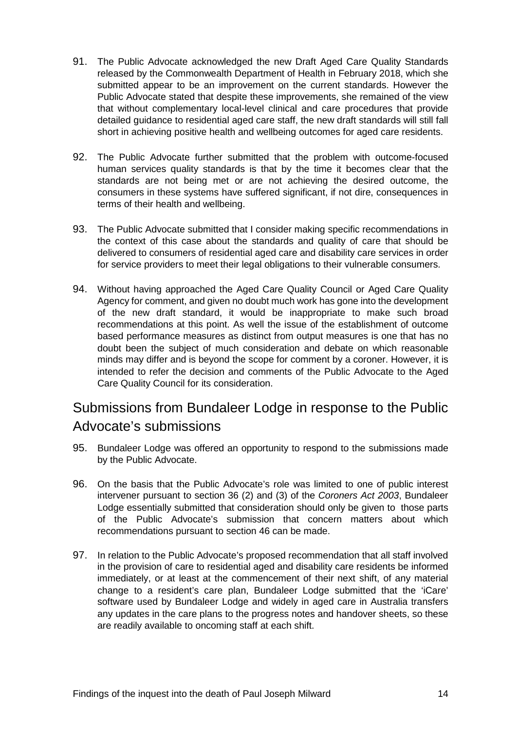91. The Public Advocate acknowledged the new Draft Aged Care Quality Standards released by the Commonwealth Department of Health in February 2018, which she submitted appear to be an improvement on the current standards. However the Public Advocate stated that despite these improvements, she remained of the view that without complementary local-level clinical and care procedures that provide detailed guidance to residential aged care staff, the new draft standards will still fall short in achieving positive health and wellbeing outcomes for aged care residents.

92. The Public Advocate further submitted that the problem with outcome-focused human services quality standards is that by the time it becomes clear that the standards are not being met or are not achieving the desired outcome, the consumers in these systems have suffered significant, if not dire, consequences in terms of their health and wellbeing.

93. The Public Advocate submitted that I consider making specific recommendations in the context of this case about the standards and quality of care that should be delivered to consumers of residential aged care and disability care services in order for service providers to meet their legal obligations to their vulnerable consumers.

94. Without having approached the Aged Care Quality Council or Aged Care Quality Agency for comment, and given no doubt much work has gone into the development of the new draft standard, it would be inappropriate to make such broad recommendations at this point. As well the issue of the establishment of outcome based performance measures as distinct from output measures is one that has no doubt been the subject of much consideration and debate on which reasonable minds may differ and is beyond the scope for comment by a coroner. However, it is intended to refer the decision and comments of the Public Advocate to the Aged Care Quality Council for its consideration.

## Submissions from Bundaleer Lodge in response to the Public Advocate's submissions

95. Bundaleer Lodge was offered an opportunity to respond to the submissions made by the Public Advocate.

96. On the basis that the Public Advocate's role was limited to one of public interest intervener pursuant to section 36 (2) and (3) of the *Coroners Act 2003*, Bundaleer Lodge essentially submitted that consideration should only be given to those parts of the Public Advocate's submission that concern matters about which recommendations pursuant to section 46 can be made.

97. In relation to the Public Advocate's proposed recommendation that all staff involved in the provision of care to residential aged and disability care residents be informed immediately, or at least at the commencement of their next shift, of any material change to a resident's care plan, Bundaleer Lodge submitted that the 'iCare' software used by Bundaleer Lodge and widely in aged care in Australia transfers any updates in the care plans to the progress notes and handover sheets, so these are readily available to oncoming staff at each shift.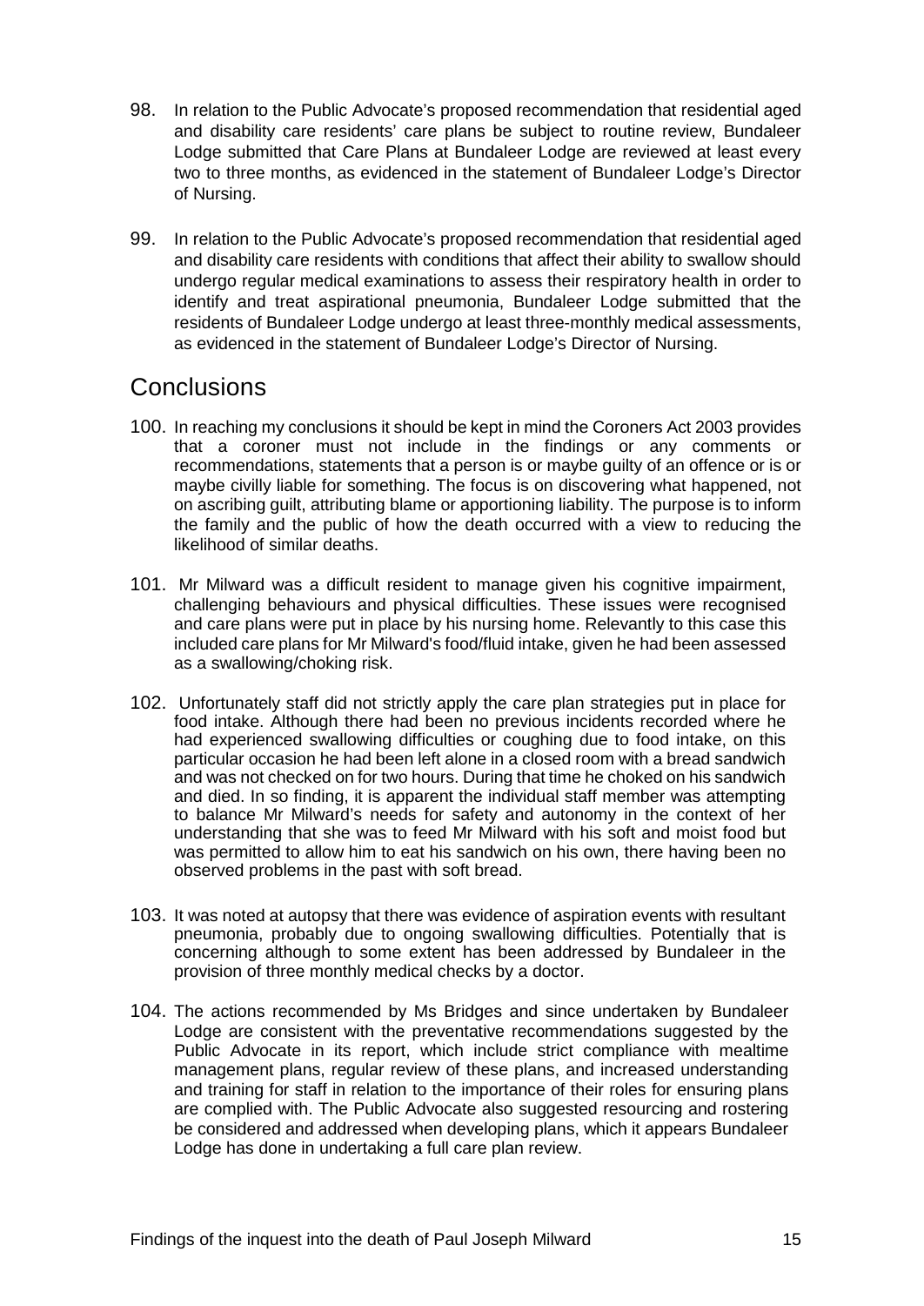98. In relation to the Public Advocate's proposed recommendation that residential aged and disability care residents' care plans be subject to routine review, Bundaleer Lodge submitted that Care Plans at Bundaleer Lodge are reviewed at least every two to three months, as evidenced in the statement of Bundaleer Lodge's Director of Nursing.

99. In relation to the Public Advocate's proposed recommendation that residential aged and disability care residents with conditions that affect their ability to swallow should undergo regular medical examinations to assess their respiratory health in order to identify and treat aspirational pneumonia, Bundaleer Lodge submitted that the residents of Bundaleer Lodge undergo at least three-monthly medical assessments, as evidenced in the statement of Bundaleer Lodge's Director of Nursing.

## Conclusions

100. In reaching my conclusions it should be kept in mind the Coroners Act 2003 provides that a coroner must not include in the findings or any comments or recommendations, statements that a person is or maybe guilty of an offence or is or maybe civilly liable for something. The focus is on discovering what happened, not on ascribing guilt, attributing blame or apportioning liability. The purpose is to inform the family and the public of how the death occurred with a view to reducing the likelihood of similar deaths.

101. Mr Milward was a difficult resident to manage given his cognitive impairment, challenging behaviours and physical difficulties. These issues were recognised and care plans were put in place by his nursing home. Relevantly to this case this included care plans for Mr Milward's food/fluid intake, given he had been assessed as a swallowing/choking risk.

102. Unfortunately staff did not strictly apply the care plan strategies put in place for food intake. Although there had been no previous incidents recorded where he had experienced swallowing difficulties or coughing due to food intake, on this particular occasion he had been left alone in a closed room with a bread sandwich and was not checked on for two hours. During that time he choked on his sandwich and died. In so finding, it is apparent the individual staff member was attempting to balance Mr Milward's needs for safety and autonomy in the context of her understanding that she was to feed Mr Milward with his soft and moist food but was permitted to allow him to eat his sandwich on his own, there having been no observed problems in the past with soft bread.

103. It was noted at autopsy that there was evidence of aspiration events with resultant pneumonia, probably due to ongoing swallowing difficulties. Potentially that is concerning although to some extent has been addressed by Bundaleer in the provision of three monthly medical checks by a doctor.

104. The actions recommended by Ms Bridges and since undertaken by Bundaleer Lodge are consistent with the preventative recommendations suggested by the Public Advocate in its report, which include strict compliance with mealtime management plans, regular review of these plans, and increased understanding and training for staff in relation to the importance of their roles for ensuring plans are complied with. The Public Advocate also suggested resourcing and rostering be considered and addressed when developing plans, which it appears Bundaleer Lodge has done in undertaking a full care plan review.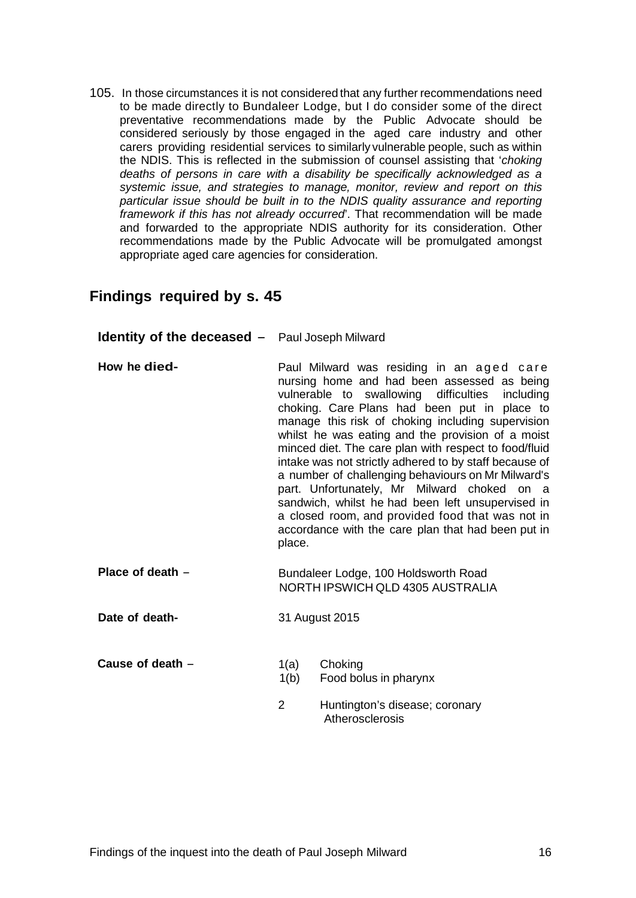105. In those circumstances it is not considered that any further recommendations need to be made directly to Bundaleer Lodge, but I do consider some of the direct preventative recommendations made by the Public Advocate should be considered seriously by those engaged in the aged care industry and other carers providing residential services to similarly vulnerable people, such as within the NDIS. This is reflected in the submission of counsel assisting that '*choking deaths of persons in care with a disability be specifically acknowledged as a systemic issue, and strategies to manage, monitor, review and report on this particular issue should be built in to the NDIS quality assurance and reporting framework if this has not already occurred*'. That recommendation will be made and forwarded to the appropriate NDIS authority for its consideration. Other recommendations made by the Public Advocate will be promulgated amongst appropriate aged care agencies for consideration.

## Findings required by s. 45

**Identity of the deceased** – Paul Joseph Milward

**How he died-** Paul Milward was residing in an aged care nursing home and had been assessed as being vulnerable to swallowing difficulties including choking. Care Plans had been put in place to manage this risk of choking including supervision whilst he was eating and the provision of a moist minced diet. The care plan with respect to food/fluid intake was not strictly adhered to by staff because of a number of challenging behaviours on Mr Milward's part. Unfortunately, Mr Milward choked on a sandwich, whilst he had been left unsupervised in a closed room, and provided food that was not in accordance with the care plan that had been put in place.

**Place of death** – Bundaleer Lodge, 100 Holdsworth Road NORTH IPSWICH QLD 4305 AUSTRALIA

**Date of death-** 31 August 2015

**Cause of death** –

1(a) Choking
1(b) Food bolus in pharynx

2 Huntington's disease; coronary Atherosclerosis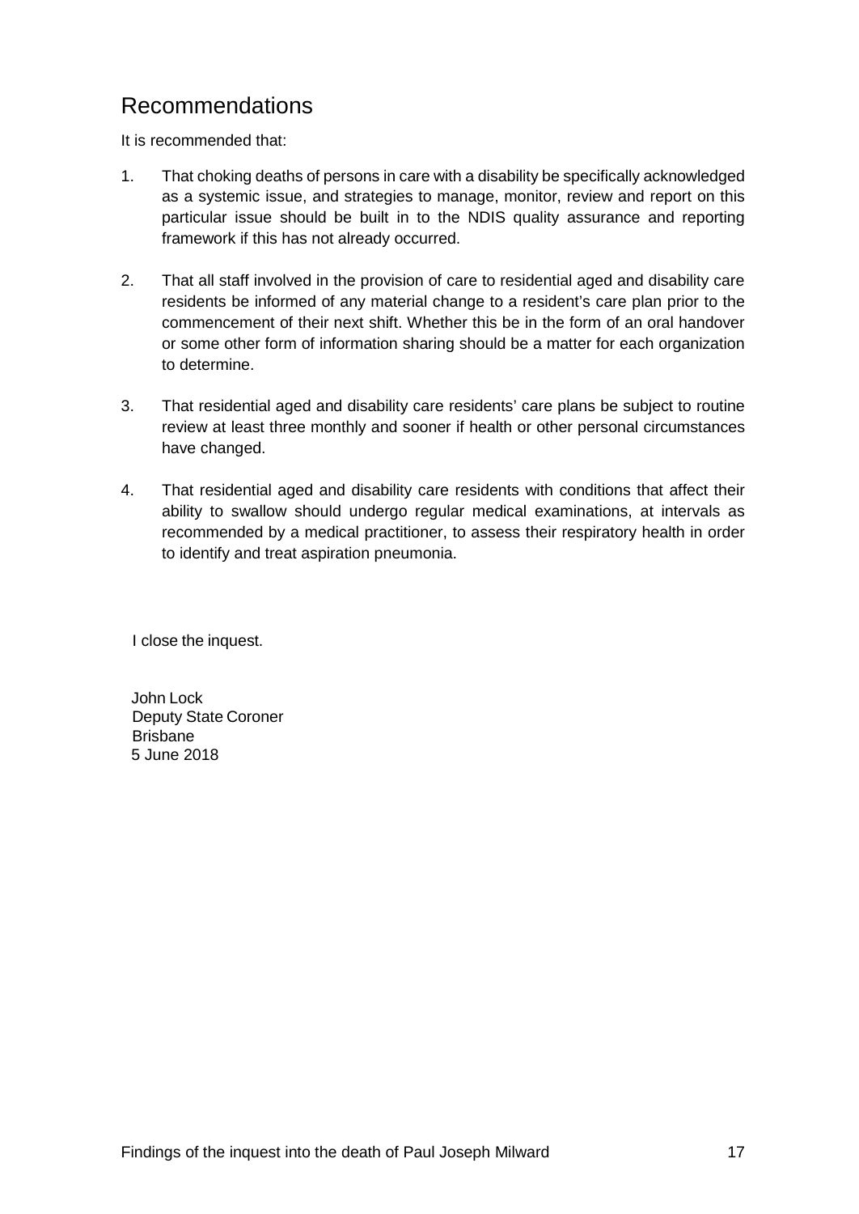## Recommendations

It is recommended that:

1. That choking deaths of persons in care with a disability be specifically acknowledged as a systemic issue, and strategies to manage, monitor, review and report on this particular issue should be built in to the NDIS quality assurance and reporting framework if this has not already occurred.

2. That all staff involved in the provision of care to residential aged and disability care residents be informed of any material change to a resident's care plan prior to the commencement of their next shift. Whether this be in the form of an oral handover or some other form of information sharing should be a matter for each organization to determine.

3. That residential aged and disability care residents' care plans be subject to routine review at least three monthly and sooner if health or other personal circumstances have changed.

4. That residential aged and disability care residents with conditions that affect their ability to swallow should undergo regular medical examinations, at intervals as recommended by a medical practitioner, to assess their respiratory health in order to identify and treat aspiration pneumonia.

I close the inquest.

John Lock
Deputy State Coroner
Brisbane
5 June 2018